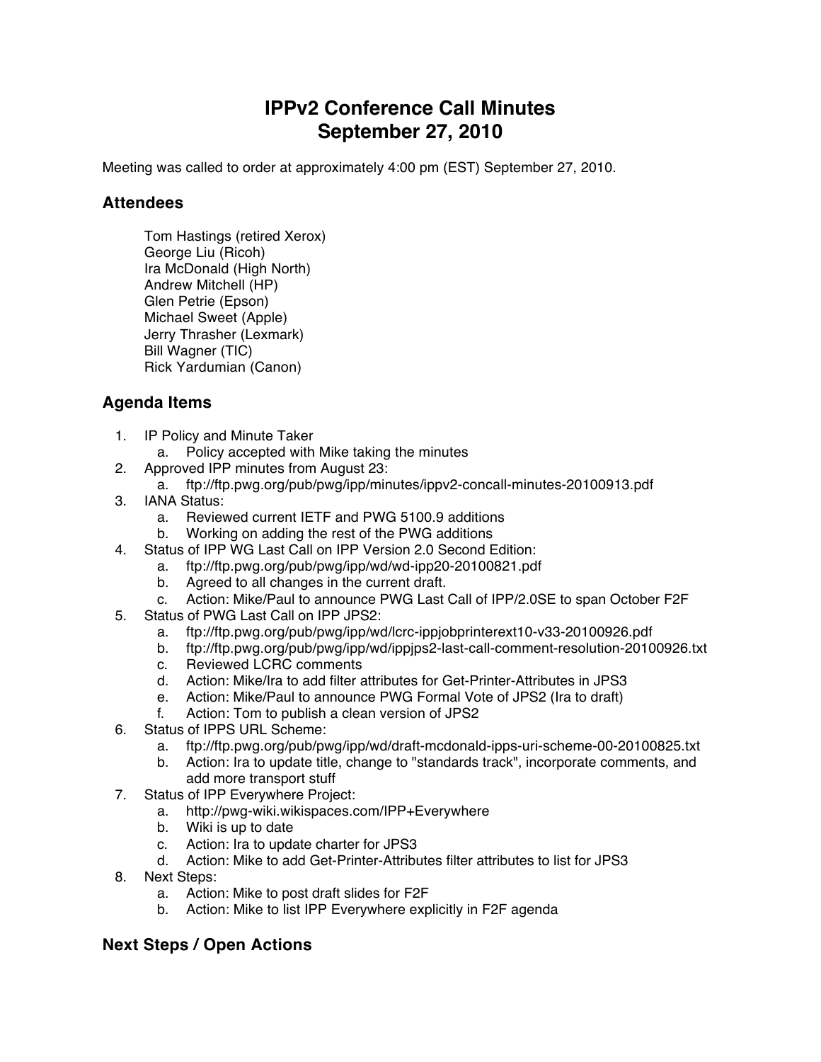# IPPv2 Conference Call Minutes
# September 27, 2010

Meeting was called to order at approximately 4:00 pm (EST) September 27, 2010.

## Attendees

Tom Hastings (retired Xerox)
George Liu (Ricoh)
Ira McDonald (High North)
Andrew Mitchell (HP)
Glen Petrie (Epson)
Michael Sweet (Apple)
Jerry Thrasher (Lexmark)
Bill Wagner (TIC)
Rick Yardumian (Canon)

## Agenda Items

1. IP Policy and Minute Taker
   a. Policy accepted with Mike taking the minutes
2. Approved IPP minutes from August 23:
   a. ftp://ftp.pwg.org/pub/pwg/ipp/minutes/ippv2-concall-minutes-20100913.pdf
3. IANA Status:
   a. Reviewed current IETF and PWG 5100.9 additions
   b. Working on adding the rest of the PWG additions
4. Status of IPP WG Last Call on IPP Version 2.0 Second Edition:
   a. ftp://ftp.pwg.org/pub/pwg/ipp/wd/wd-ipp20-20100821.pdf
   b. Agreed to all changes in the current draft.
   c. Action: Mike/Paul to announce PWG Last Call of IPP/2.0SE to span October F2F
5. Status of PWG Last Call on IPP JPS2:
   a. ftp://ftp.pwg.org/pub/pwg/ipp/wd/lcrc-ippjobprinterext10-v33-20100926.pdf
   b. ftp://ftp.pwg.org/pub/pwg/ipp/wd/ippjps2-last-call-comment-resolution-20100926.txt
   c. Reviewed LCRC comments
   d. Action: Mike/Ira to add filter attributes for Get-Printer-Attributes in JPS3
   e. Action: Mike/Paul to announce PWG Formal Vote of JPS2 (Ira to draft)
   f. Action: Tom to publish a clean version of JPS2
6. Status of IPPS URL Scheme:
   a. ftp://ftp.pwg.org/pub/pwg/ipp/wd/draft-mcdonald-ipps-uri-scheme-00-20100825.txt
   b. Action: Ira to update title, change to "standards track", incorporate comments, and add more transport stuff
7. Status of IPP Everywhere Project:
   a. http://pwg-wiki.wikispaces.com/IPP+Everywhere
   b. Wiki is up to date
   c. Action: Ira to update charter for JPS3
   d. Action: Mike to add Get-Printer-Attributes filter attributes to list for JPS3
8. Next Steps:
   a. Action: Mike to post draft slides for F2F
   b. Action: Mike to list IPP Everywhere explicitly in F2F agenda

## Next Steps / Open Actions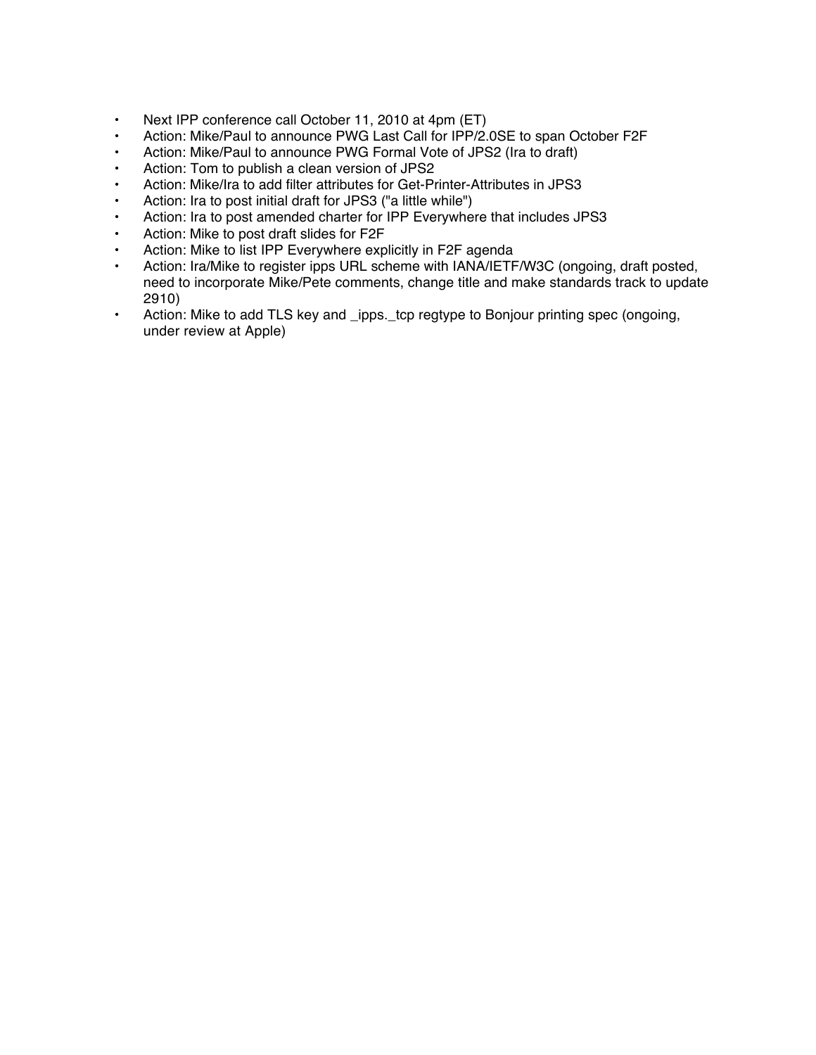- Next IPP conference call October 11, 2010 at 4pm (ET)
- Action: Mike/Paul to announce PWG Last Call for IPP/2.0SE to span October F2F
- Action: Mike/Paul to announce PWG Formal Vote of JPS2 (Ira to draft)
- Action: Tom to publish a clean version of JPS2
- Action: Mike/Ira to add filter attributes for Get-Printer-Attributes in JPS3
- Action: Ira to post initial draft for JPS3 ("a little while")
- Action: Ira to post amended charter for IPP Everywhere that includes JPS3
- Action: Mike to post draft slides for F2F
- Action: Mike to list IPP Everywhere explicitly in F2F agenda
- Action: Ira/Mike to register ipps URL scheme with IANA/IETF/W3C (ongoing, draft posted, need to incorporate Mike/Pete comments, change title and make standards track to update 2910)
- Action: Mike to add TLS key and _ipps._tcp regtype to Bonjour printing spec (ongoing, under review at Apple)